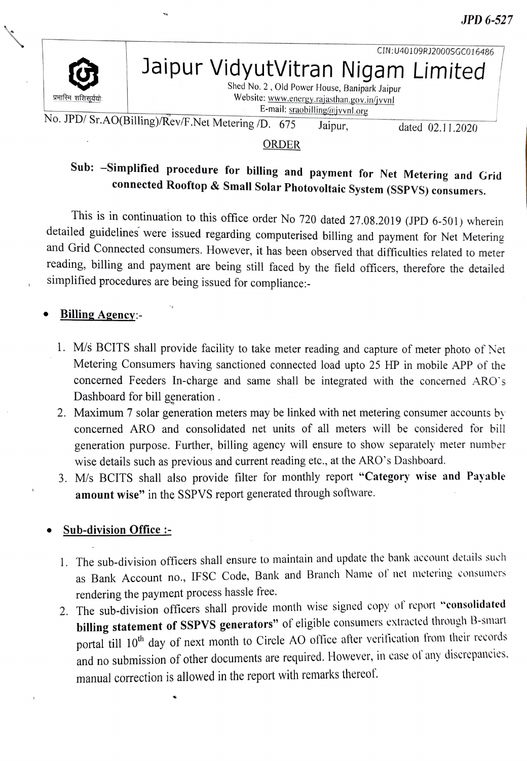JPD 6-527

CIN:U40109RJ2000SGC016486

# Jaipur VidyutVitran Nigam Limited

प्रभास्मि शशिसूर्ययोः

Shed No. 2, Old Power House, Banipark Jaipur
Website: www.energy.rajasthan.gov.in/jvvnl
E-mail: sraobilling@jvvnl.org

No. JPD/ Sr.AO(Billing)/Rev/F.Net Metering /D. 675 Jaipur, dated 02.11.2020

## ORDER

**Sub: –Simplified procedure for billing and payment for Net Metering and Grid connected Rooftop & Small Solar Photovoltaic System (SSPVS) consumers.**

This is in continuation to this office order No 720 dated 27.08.2019 (JPD 6-501) wherein detailed guidelines were issued regarding computerised billing and payment for Net Metering and Grid Connected consumers. However, it has been observed that difficulties related to meter reading, billing and payment are being still faced by the field officers, therefore the detailed simplified procedures are being issued for compliance:-

- **Billing Agency**:-

  1. M/s BCITS shall provide facility to take meter reading and capture of meter photo of Net Metering Consumers having sanctioned connected load upto 25 HP in mobile APP of the concerned Feeders In-charge and same shall be integrated with the concerned ARO's Dashboard for bill generation.
  2. Maximum 7 solar generation meters may be linked with net metering consumer accounts by concerned ARO and consolidated net units of all meters will be considered for bill generation purpose. Further, billing agency will ensure to show separately meter number wise details such as previous and current reading etc., at the ARO's Dashboard.
  3. M/s BCITS shall also provide filter for monthly report **"Category wise and Payable amount wise"** in the SSPVS report generated through software.

- **Sub-division Office :-**

  1. The sub-division officers shall ensure to maintain and update the bank account details such as Bank Account no., IFSC Code, Bank and Branch Name of net metering consumers rendering the payment process hassle free.
  2. The sub-division officers shall provide month wise signed copy of report **"consolidated billing statement of SSPVS generators"** of eligible consumers extracted through B-smart portal till 10th day of next month to Circle AO office after verification from their records and no submission of other documents are required. However, in case of any discrepancies, manual correction is allowed in the report with remarks thereof.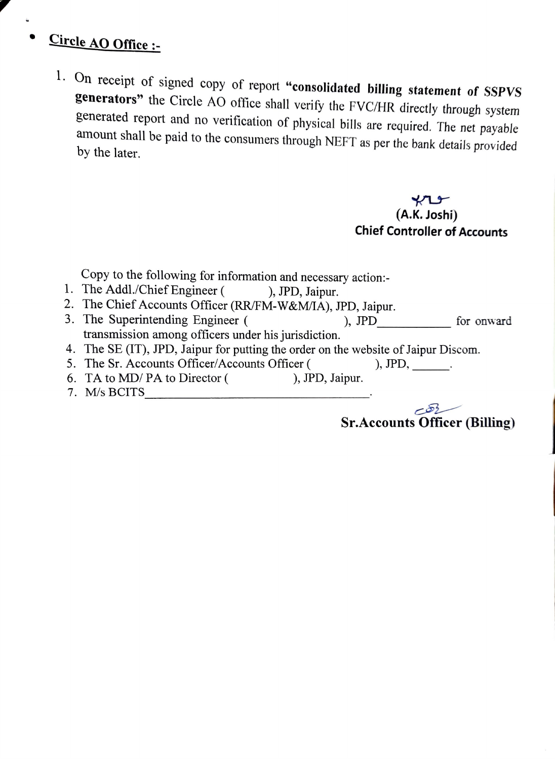- **Circle AO Office :-**

1. On receipt of signed copy of report **"consolidated billing statement of SSPVS generators"** the Circle AO office shall verify the FVC/HR directly through system generated report and no verification of physical bills are required. The net payable amount shall be paid to the consumers through NEFT as per the bank details provided by the later.

(A.K. Joshi)
**Chief Controller of Accounts**

Copy to the following for information and necessary action:-

1. The Addl./Chief Engineer ( ), JPD, Jaipur.
2. The Chief Accounts Officer (RR/FM-W&M/IA), JPD, Jaipur.
3. The Superintending Engineer ( ), JPD___________ for onward transmission among officers under his jurisdiction.
4. The SE (IT), JPD, Jaipur for putting the order on the website of Jaipur Discom.
5. The Sr. Accounts Officer/Accounts Officer ( ), JPD, ______.
6. TA to MD/ PA to Director ( ), JPD, Jaipur.
7. M/s BCITS_____________________________________.

**Sr.Accounts Officer (Billing)**